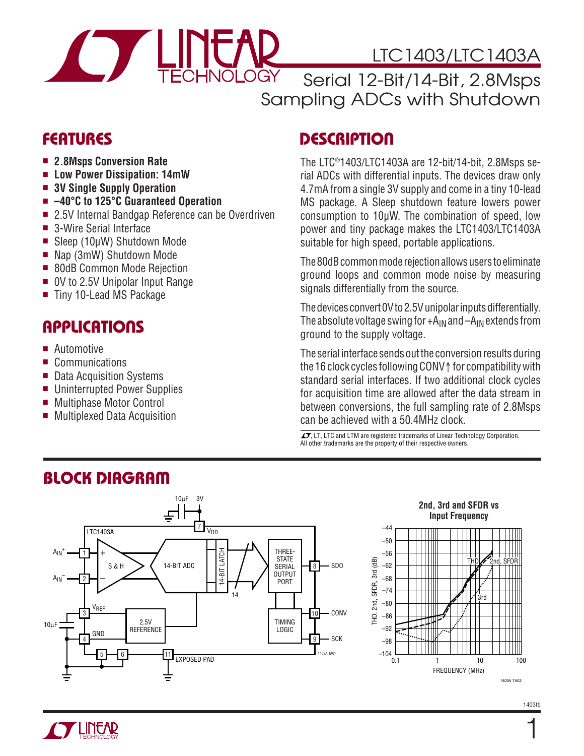# LTC1403/LTC1403A

## Serial 12-Bit/14-Bit, 2.8Msps Sampling ADCs with Shutdown

## FEATURES

- **2.8Msps Conversion Rate**
- **Low Power Dissipation: 14mW**
- **3V Single Supply Operation**
- **–40°C to 125°C Guaranteed Operation**
- 2.5V Internal Bandgap Reference can be Overdriven
- 3-Wire Serial Interface
- Sleep (10μW) Shutdown Mode
- Nap (3mW) Shutdown Mode
- 80dB Common Mode Rejection
- 0V to 2.5V Unipolar Input Range
- Tiny 10-Lead MS Package

## APPLICATIONS

- Automotive
- Communications
- Data Acquisition Systems
- Uninterrupted Power Supplies
- Multiphase Motor Control
- Multiplexed Data Acquisition

## DESCRIPTION

The LTC®1403/LTC1403A are 12-bit/14-bit, 2.8Msps serial ADCs with differential inputs. The devices draw only 4.7mA from a single 3V supply and come in a tiny 10-lead MS package. A Sleep shutdown feature lowers power consumption to 10μW. The combination of speed, low power and tiny package makes the LTC1403/LTC1403A suitable for high speed, portable applications.

The 80dB common mode rejection allows users to eliminate ground loops and common mode noise by measuring signals differentially from the source.

The devices convert 0V to 2.5V unipolar inputs differentially. The absolute voltage swing for $+A_{IN}$ and $–A_{IN}$ extends from ground to the supply voltage.

The serial interface sends out the conversion results during the 16 clock cycles following CONV↑ for compatibility with standard serial interfaces. If two additional clock cycles for acquisition time are allowed after the data stream in between conversions, the full sampling rate of 2.8Msps can be achieved with a 50.4MHz clock.

LT, LTC and LTM are registered trademarks of Linear Technology Corporation. All other trademarks are the property of their respective owners.

## BLOCK DIAGRAM

2nd, 3rd and SFDR vs Input Frequency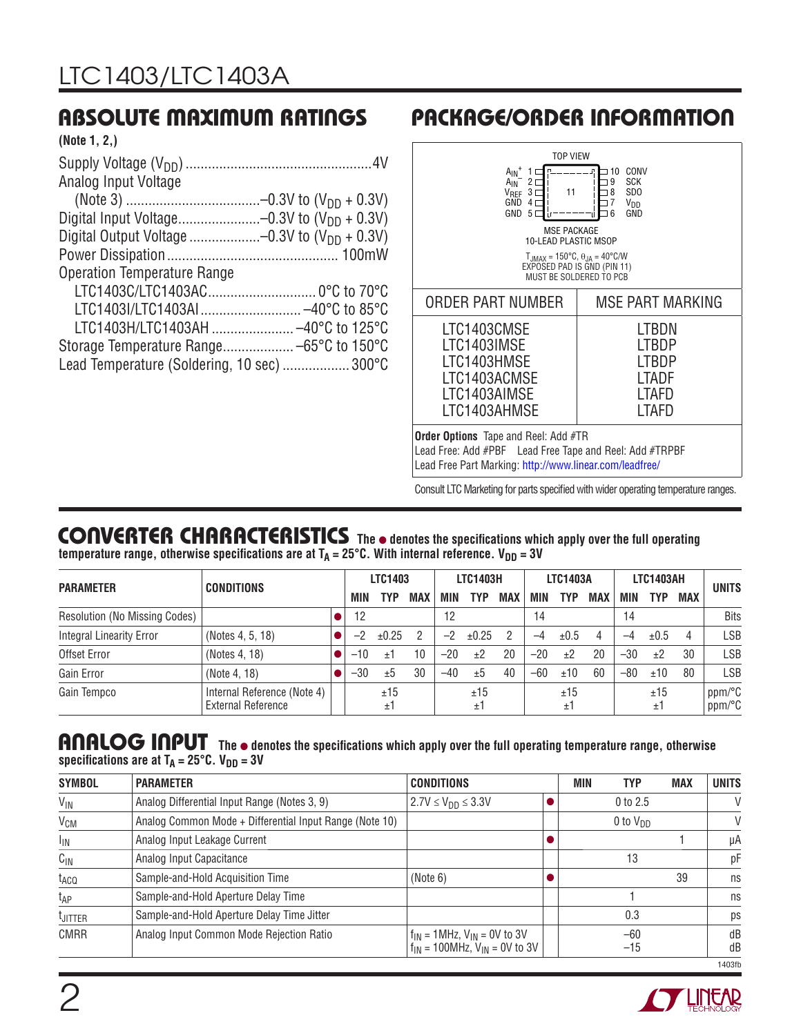## ABSOLUTE MAXIMUM RATINGS

**(Note 1, 2,)**

Supply Voltage ($V_{DD}$) ........................................ 4V
Analog Input Voltage
(Note 3) ........................ –0.3V to ($V_{DD}$ + 0.3V)
Digital Input Voltage ............ –0.3V to ($V_{DD}$ + 0.3V)
Digital Output Voltage .......... –0.3V to ($V_{DD}$ + 0.3V)
Power Dissipation ........................................ 100mW
Operation Temperature Range
LTC1403C/LTC1403AC ........................ 0°C to 70°C
LTC1403I/LTC1403AI ...................... –40°C to 85°C
LTC1403H/LTC1403AH .................. –40°C to 125°C
Storage Temperature Range ............... –65°C to 150°C
Lead Temperature (Soldering, 10 sec) ................. 300°C

## PACKAGE/ORDER INFORMATION

TOP VIEW

| Pin | Name | Pin | Name |
|---|---|---|---|
| 1 | $A_{IN}^+$ | 10 | CONV |
| 2 | $A_{IN}^-$ | 9 | SCK |
| 3 | $V_{REF}$ | 8 | SDO |
| 4 | GND | 7 | $V_{DD}$ |
| 5 | GND | 6 | GND |

11

MSE PACKAGE
10-LEAD PLASTIC MSOP

$T_{JMAX}$ = 150°C, $\theta_{JA}$ = 40°C/W
EXPOSED PAD IS GND (PIN 11)
MUST BE SOLDERED TO PCB

| ORDER PART NUMBER | MSE PART MARKING |
|---|---|
| LTC1403CMSE | LTBDN |
| LTC1403IMSE | LTBDP |
| LTC1403HMSE | LTBDP |
| LTC1403ACMSE | LTADF |
| LTC1403AIMSE | LTAFD |
| LTC1403AHMSE | LTAFD |

**Order Options** Tape and Reel: Add #TR
Lead Free: Add #PBF Lead Free Tape and Reel: Add #TRPBF
Lead Free Part Marking: http://www.linear.com/leadfree/

Consult LTC Marketing for parts specified with wider operating temperature ranges.

## CONVERTER CHARACTERISTICS

**The ● denotes the specifications which apply over the full operating temperature range, otherwise specifications are at $T_A$ = 25°C. With internal reference. $V_{DD}$ = 3V**

| PARAMETER | CONDITIONS | | LTC1403 | | | LTC1403H | | | LTC1403A | | | LTC1403AH | | | UNITS |
|---|---|---|---|---|---|---|---|---|---|---|---|---|---|---|---|
| | | | MIN | TYP | MAX | MIN | TYP | MAX | MIN | TYP | MAX | MIN | TYP | MAX | |
| Resolution (No Missing Codes) | | ● | 12 | | | 12 | | | 14 | | | 14 | | | Bits |
| Integral Linearity Error | (Notes 4, 5, 18) | ● | –2 | ±0.25 | 2 | –2 | ±0.25 | 2 | –4 | ±0.5 | 4 | –4 | ±0.5 | 4 | LSB |
| Offset Error | (Notes 4, 18) | ● | –10 | ±1 | 10 | –20 | ±2 | 20 | –20 | ±2 | 20 | –30 | ±2 | 30 | LSB |
| Gain Error | (Note 4, 18) | ● | –30 | ±5 | 30 | –40 | ±5 | 40 | –60 | ±10 | 60 | –80 | ±10 | 80 | LSB |
| Gain Tempco | Internal Reference (Note 4) | | | ±15 | | | ±15 | | | ±15 | | | ±15 | | ppm/°C |
| | External Reference | | | ±1 | | | ±1 | | | ±1 | | | ±1 | | ppm/°C |

## ANALOG INPUT

**The ● denotes the specifications which apply over the full operating temperature range, otherwise specifications are at $T_A$ = 25°C. $V_{DD}$ = 3V**

| SYMBOL | PARAMETER | CONDITIONS | | MIN | TYP | MAX | UNITS |
|---|---|---|---|---|---|---|---|
| $V_{IN}$ | Analog Differential Input Range (Notes 3, 9) | 2.7V ≤ $V_{DD}$ ≤ 3.3V | ● | | 0 to 2.5 | | V |
| $V_{CM}$ | Analog Common Mode + Differential Input Range (Note 10) | | | | 0 to $V_{DD}$ | | V |
| $I_{IN}$ | Analog Input Leakage Current | | ● | | | 1 | µA |
| $C_{IN}$ | Analog Input Capacitance | | | | 13 | | pF |
| $t_{ACQ}$ | Sample-and-Hold Acquisition Time | (Note 6) | ● | | | 39 | ns |
| $t_{AP}$ | Sample-and-Hold Aperture Delay Time | | | | 1 | | ns |
| $t_{JITTER}$ | Sample-and-Hold Aperture Delay Time Jitter | | | | 0.3 | | ps |
| CMRR | Analog Input Common Mode Rejection Ratio | $f_{IN}$ = 1MHz, $V_{IN}$ = 0V to 3V | | | –60 | | dB |
| | | $f_{IN}$ = 100MHz, $V_{IN}$ = 0V to 3V | | | –15 | | dB |

1403fb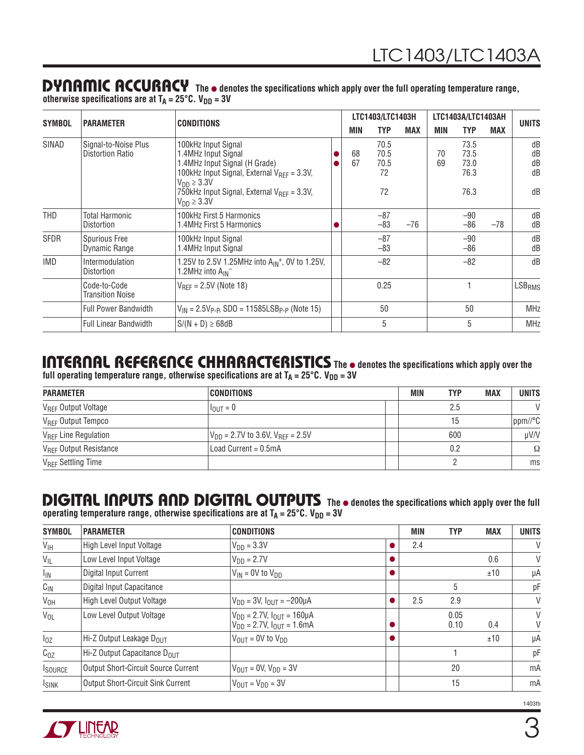## DYNAMIC ACCURACY

The ● denotes the specifications which apply over the full operating temperature range, otherwise specifications are at $T_A$ = 25°C. $V_{DD}$ = 3V

| SYMBOL | PARAMETER | CONDITIONS | | LTC1403/LTC1403H | | | LTC1403A/LTC1403AH | | | UNITS |
|---|---|---|---|---|---|---|---|---|---|---|
| | | | | MIN | TYP | MAX | MIN | TYP | MAX | |
| SINAD | Signal-to-Noise Plus Distortion Ratio | 100kHz Input Signal | | | 70.5 | | | 73.5 | | dB |
| | | 1.4MHz Input Signal | ● | 68 | 70.5 | | 70 | 73.5 | | dB |
| | | 1.4MHz Input Signal (H Grade) | ● | 67 | 70.5 | | 69 | 73.0 | | dB |
| | | 100kHz Input Signal, External $V_{REF}$ = 3.3V, $V_{DD}$ ≥ 3.3V | | | 72 | | | 76.3 | | dB |
| | | 750kHz Input Signal, External $V_{REF}$ = 3.3V, $V_{DD}$ ≥ 3.3V | | | 72 | | | 76.3 | | dB |
| THD | Total Harmonic Distortion | 100kHz First 5 Harmonics | | | –87 | | | –90 | | dB |
| | | 1.4MHz First 5 Harmonics | ● | | –83 | –76 | | –86 | –78 | dB |
| SFDR | Spurious Free Dynamic Range | 100kHz Input Signal | | | –87 | | | –90 | | dB |
| | | 1.4MHz Input Signal | | | –83 | | | –86 | | dB |
| IMD | Intermodulation Distortion | 1.25V to 2.5V 1.25MHz into $A_{IN}^+$, 0V to 1.25V, 1.2MHz into $A_{IN}^-$ | | | –82 | | | –82 | | dB |
| | Code-to-Code Transition Noise | $V_{REF}$ = 2.5V (Note 18) | | | 0.25 | | | 1 | | $LSB_{RMS}$ |
| | Full Power Bandwidth | $V_{IN}$ = 2.5$V_{P-P}$, SDO = 11585$LSB_{P-P}$ (Note 15) | | | 50 | | | 50 | | MHz |
| | Full Linear Bandwidth | S/(N + D) ≥ 68dB | | | 5 | | | 5 | | MHz |

## INTERNAL REFERENCE CHHARACTERISTICS

The ● denotes the specifications which apply over the full operating temperature range, otherwise specifications are at $T_A$ = 25°C. $V_{DD}$ = 3V

| PARAMETER | CONDITIONS | | MIN | TYP | MAX | UNITS |
|---|---|---|---|---|---|---|
| $V_{REF}$ Output Voltage | $I_{OUT}$ = 0 | | | 2.5 | | V |
| $V_{REF}$ Output Tempco | | | | 15 | | ppm//°C |
| $V_{REF}$ Line Regulation | $V_{DD}$ = 2.7V to 3.6V, $V_{REF}$ = 2.5V | | | 600 | | µV/V |
| $V_{REF}$ Output Resistance | Load Current = 0.5mA | | | 0.2 | | Ω |
| $V_{REF}$ Settling Time | | | | 2 | | ms |

## DIGITAL INPUTS AND DIGITAL OUTPUTS

The ● denotes the specifications which apply over the full operating temperature range, otherwise specifications are at $T_A$ = 25°C. $V_{DD}$ = 3V

| SYMBOL | PARAMETER | CONDITIONS | | MIN | TYP | MAX | UNITS |
|---|---|---|---|---|---|---|---|
| $V_{IH}$ | High Level Input Voltage | $V_{DD}$ = 3.3V | ● | 2.4 | | | V |
| $V_{IL}$ | Low Level Input Voltage | $V_{DD}$ = 2.7V | ● | | | 0.6 | V |
| $I_{IN}$ | Digital Input Current | $V_{IN}$ = 0V to $V_{DD}$ | ● | | | ±10 | µA |
| $C_{IN}$ | Digital Input Capacitance | | | | 5 | | pF |
| $V_{OH}$ | High Level Output Voltage | $V_{DD}$ = 3V, $I_{OUT}$ = –200µA | ● | 2.5 | 2.9 | | V |
| $V_{OL}$ | Low Level Output Voltage | $V_{DD}$ = 2.7V, $I_{OUT}$ = 160µA | | | 0.05 | | V |
| | | $V_{DD}$ = 2.7V, $I_{OUT}$ = 1.6mA | ● | | 0.10 | 0.4 | V |
| $I_{OZ}$ | Hi-Z Output Leakage $D_{OUT}$ | $V_{OUT}$ = 0V to $V_{DD}$ | ● | | | ±10 | µA |
| $C_{OZ}$ | Hi-Z Output Capacitance $D_{OUT}$ | | | | 1 | | pF |
| $I_{SOURCE}$ | Output Short-Circuit Source Current | $V_{OUT}$ = 0V, $V_{DD}$ = 3V | | | 20 | | mA |
| $I_{SINK}$ | Output Short-Circuit Sink Current | $V_{OUT}$ = $V_{DD}$ = 3V | | | 15 | | mA |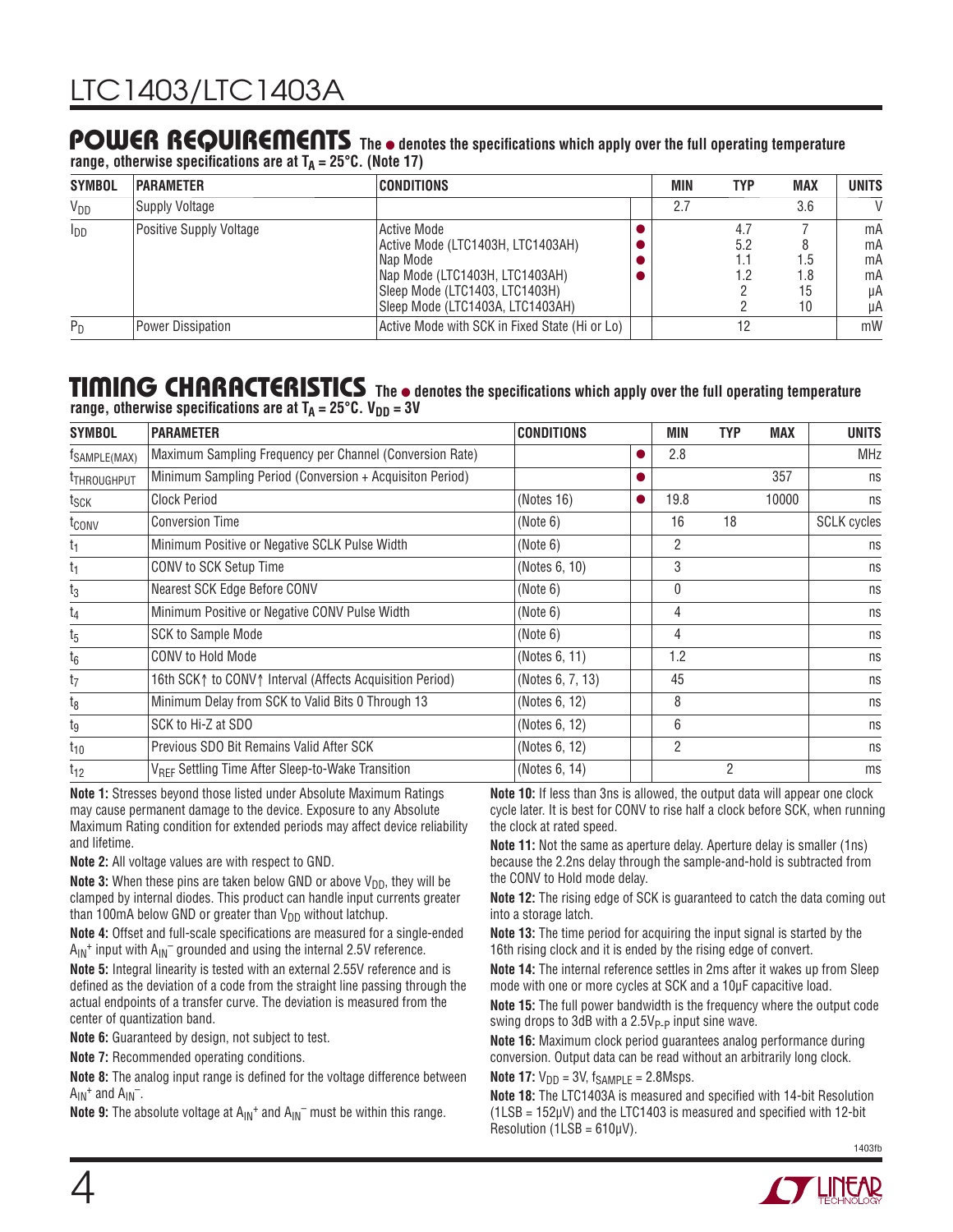## POWER REQUIREMENTS

The ● denotes the specifications which apply over the full operating temperature range, otherwise specifications are at $T_A = 25°C$. (Note 17)

| SYMBOL | PARAMETER | CONDITIONS | | MIN | TYP | MAX | UNITS |
|---|---|---|---|---|---|---|---|
| $V_{DD}$ | Supply Voltage | | | 2.7 | | 3.6 | V |
| $I_{DD}$ | Positive Supply Voltage | Active Mode | ● | | 4.7 | 7 | mA |
| | | Active Mode (LTC1403H, LTC1403AH) | ● | | 5.2 | 8 | mA |
| | | Nap Mode | ● | | 1.1 | 1.5 | mA |
| | | Nap Mode (LTC1403H, LTC1403AH) | ● | | 1.2 | 1.8 | mA |
| | | Sleep Mode (LTC1403, LTC1403H) | | | 2 | 15 | µA |
| | | Sleep Mode (LTC1403A, LTC1403AH) | | | 2 | 10 | µA |
| $P_D$ | Power Dissipation | Active Mode with SCK in Fixed State (Hi or Lo) | | | 12 | | mW |

## TIMING CHARACTERISTICS

The ● denotes the specifications which apply over the full operating temperature range, otherwise specifications are at $T_A = 25°C$. $V_{DD} = 3V$

| SYMBOL | PARAMETER | CONDITIONS | | MIN | TYP | MAX | UNITS |
|---|---|---|---|---|---|---|---|
| $f_{SAMPLE(MAX)}$ | Maximum Sampling Frequency per Channel (Conversion Rate) | | ● | 2.8 | | | MHz |
| $t_{THROUGHPUT}$ | Minimum Sampling Period (Conversion + Acquisiton Period) | | ● | | | 357 | ns |
| $t_{SCK}$ | Clock Period | (Notes 16) | ● | 19.8 | | 10000 | ns |
| $t_{CONV}$ | Conversion Time | (Note 6) | | 16 | 18 | | SCLK cycles |
| $t_1$ | Minimum Positive or Negative SCLK Pulse Width | (Note 6) | | 2 | | | ns |
| $t_1$ | CONV to SCK Setup Time | (Notes 6, 10) | | 3 | | | ns |
| $t_3$ | Nearest SCK Edge Before CONV | (Note 6) | | 0 | | | ns |
| $t_4$ | Minimum Positive or Negative CONV Pulse Width | (Note 6) | | 4 | | | ns |
| $t_5$ | SCK to Sample Mode | (Note 6) | | 4 | | | ns |
| $t_6$ | CONV to Hold Mode | (Notes 6, 11) | | 1.2 | | | ns |
| $t_7$ | 16th SCK↑ to CONV↑ Interval (Affects Acquisition Period) | (Notes 6, 7, 13) | | 45 | | | ns |
| $t_8$ | Minimum Delay from SCK to Valid Bits 0 Through 13 | (Notes 6, 12) | | 8 | | | ns |
| $t_9$ | SCK to Hi-Z at SDO | (Notes 6, 12) | | 6 | | | ns |
| $t_{10}$ | Previous SDO Bit Remains Valid After SCK | (Notes 6, 12) | | 2 | | | ns |
| $t_{12}$ | $V_{REF}$ Settling Time After Sleep-to-Wake Transition | (Notes 6, 14) | | | 2 | | ms |

**Note 1:** Stresses beyond those listed under Absolute Maximum Ratings may cause permanent damage to the device. Exposure to any Absolute Maximum Rating condition for extended periods may affect device reliability and lifetime.

**Note 2:** All voltage values are with respect to GND.

**Note 3:** When these pins are taken below GND or above $V_{DD}$, they will be clamped by internal diodes. This product can handle input currents greater than 100mA below GND or greater than $V_{DD}$ without latchup.

**Note 4:** Offset and full-scale specifications are measured for a single-ended $A_{IN}^+$ input with $A_{IN}^-$ grounded and using the internal 2.5V reference.

**Note 5:** Integral linearity is tested with an external 2.55V reference and is defined as the deviation of a code from the straight line passing through the actual endpoints of a transfer curve. The deviation is measured from the center of quantization band.

**Note 6:** Guaranteed by design, not subject to test.

**Note 7:** Recommended operating conditions.

**Note 8:** The analog input range is defined for the voltage difference between $A_{IN}^+$ and $A_{IN}^-$.

**Note 9:** The absolute voltage at $A_{IN}^+$ and $A_{IN}^-$ must be within this range.

**Note 10:** If less than 3ns is allowed, the output data will appear one clock cycle later. It is best for CONV to rise half a clock before SCK, when running the clock at rated speed.

**Note 11:** Not the same as aperture delay. Aperture delay is smaller (1ns) because the 2.2ns delay through the sample-and-hold is subtracted from the CONV to Hold mode delay.

**Note 12:** The rising edge of SCK is guaranteed to catch the data coming out into a storage latch.

**Note 13:** The time period for acquiring the input signal is started by the 16th rising clock and it is ended by the rising edge of convert.

**Note 14:** The internal reference settles in 2ms after it wakes up from Sleep mode with one or more cycles at SCK and a 10µF capacitive load.

**Note 15:** The full power bandwidth is the frequency where the output code swing drops to 3dB with a $2.5V_{P-P}$ input sine wave.

**Note 16:** Maximum clock period guarantees analog performance during conversion. Output data can be read without an arbitrarily long clock.

**Note 17:** $V_{DD} = 3V$, $f_{SAMPLE} = 2.8Msps$.

**Note 18:** The LTC1403A is measured and specified with 14-bit Resolution (1LSB = 152µV) and the LTC1403 is measured and specified with 12-bit Resolution (1LSB = 610µV).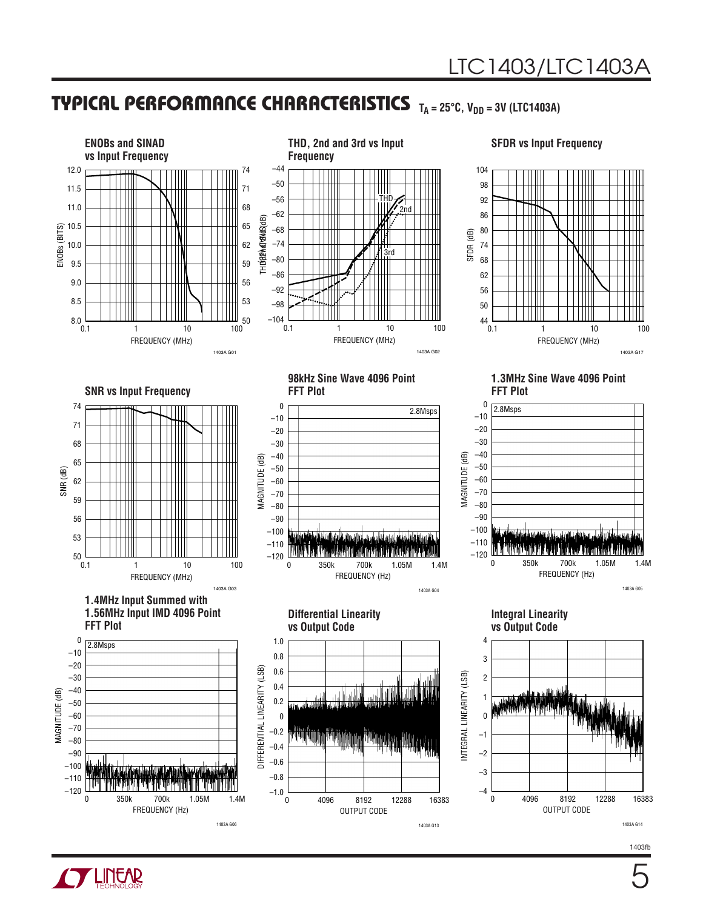## TYPICAL PERFORMANCE CHARACTERISTICS $T_A = 25°C$, $V_{DD} = 3V$ (LTC1403A)

**ENOBs and SINAD vs Input Frequency**

ENOBs (BITS) / SINAD (dB) vs FREQUENCY (MHz)

1403A G01

**THD, 2nd and 3rd vs Input Frequency**

THD, 2nd, 3rd (dB) vs FREQUENCY (MHz)

1403A G02

**SFDR vs Input Frequency**

SFDR (dB) vs FREQUENCY (MHz)

1403A G17

**SNR vs Input Frequency**

SNR (dB) vs FREQUENCY (MHz)

1403A G03

**98kHz Sine Wave 4096 Point FFT Plot**

MAGNITUDE (dB) vs FREQUENCY (Hz), 2.8Msps

1403A G04

**1.3MHz Sine Wave 4096 Point FFT Plot**

MAGNITUDE (dB) vs FREQUENCY (Hz), 2.8Msps

1403A G05

**1.4MHz Input Summed with 1.56MHz Input IMD 4096 Point FFT Plot**

MAGNITUDE (dB) vs FREQUENCY (Hz), 2.8Msps

1403A G06

**Differential Linearity vs Output Code**

DIFFERENTIAL LINEARITY (LSB) vs OUTPUT CODE

1403A G13

**Integral Linearity vs Output Code**

INTEGRAL LINEARITY (LSB) vs OUTPUT CODE

1403A G14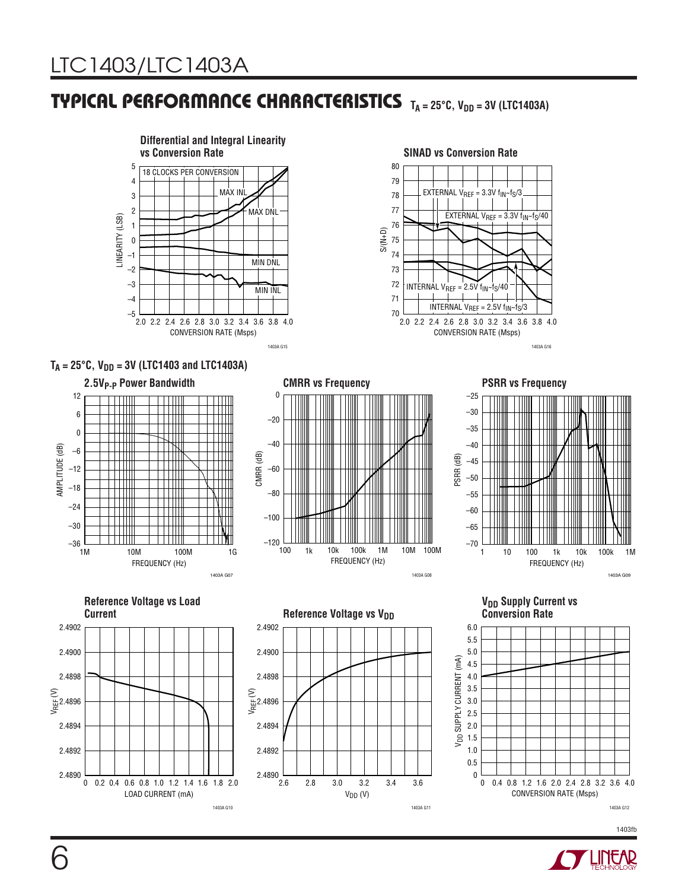## TYPICAL PERFORMANCE CHARACTERISTICS $T_A = 25°C$, $V_{DD} = 3V$ (LTC1403A)

**Differential and Integral Linearity vs Conversion Rate**

18 CLOCKS PER CONVERSION

MAX INL, MAX DNL, MIN DNL, MIN INL

LINEARITY (LSB) vs CONVERSION RATE (Msps)

1403A G15

**SINAD vs Conversion Rate**

EXTERNAL $V_{REF}$ = 3.3V $f_{IN}$~$f_S$/3

EXTERNAL $V_{REF}$ = 3.3V $f_{IN}$~$f_S$/40

INTERNAL $V_{REF}$ = 2.5V $f_{IN}$~$f_S$/40

INTERNAL $V_{REF}$ = 2.5V $f_{IN}$~$f_S$/3

S/(N+D) vs CONVERSION RATE (Msps)

1403A G16

$T_A = 25°C$, $V_{DD} = 3V$ (LTC1403 and LTC1403A)

**$2.5V_{P-P}$ Power Bandwidth**

AMPLITUDE (dB) vs FREQUENCY (Hz)

1403A G07

**CMRR vs Frequency**

CMRR (dB) vs FREQUENCY (Hz)

1403A G08

**PSRR vs Frequency**

PSRR (dB) vs FREQUENCY (Hz)

1403A G09

**Reference Voltage vs Load Current**

$V_{REF}$ (V) vs LOAD CURRENT (mA)

1403A G10

**Reference Voltage vs $V_{DD}$**

$V_{REF}$ (V) vs $V_{DD}$ (V)

1403A G11

**$V_{DD}$ Supply Current vs Conversion Rate**

$V_{DD}$ SUPPLY CURRENT (mA) vs CONVERSION RATE (Msps)

1403A G12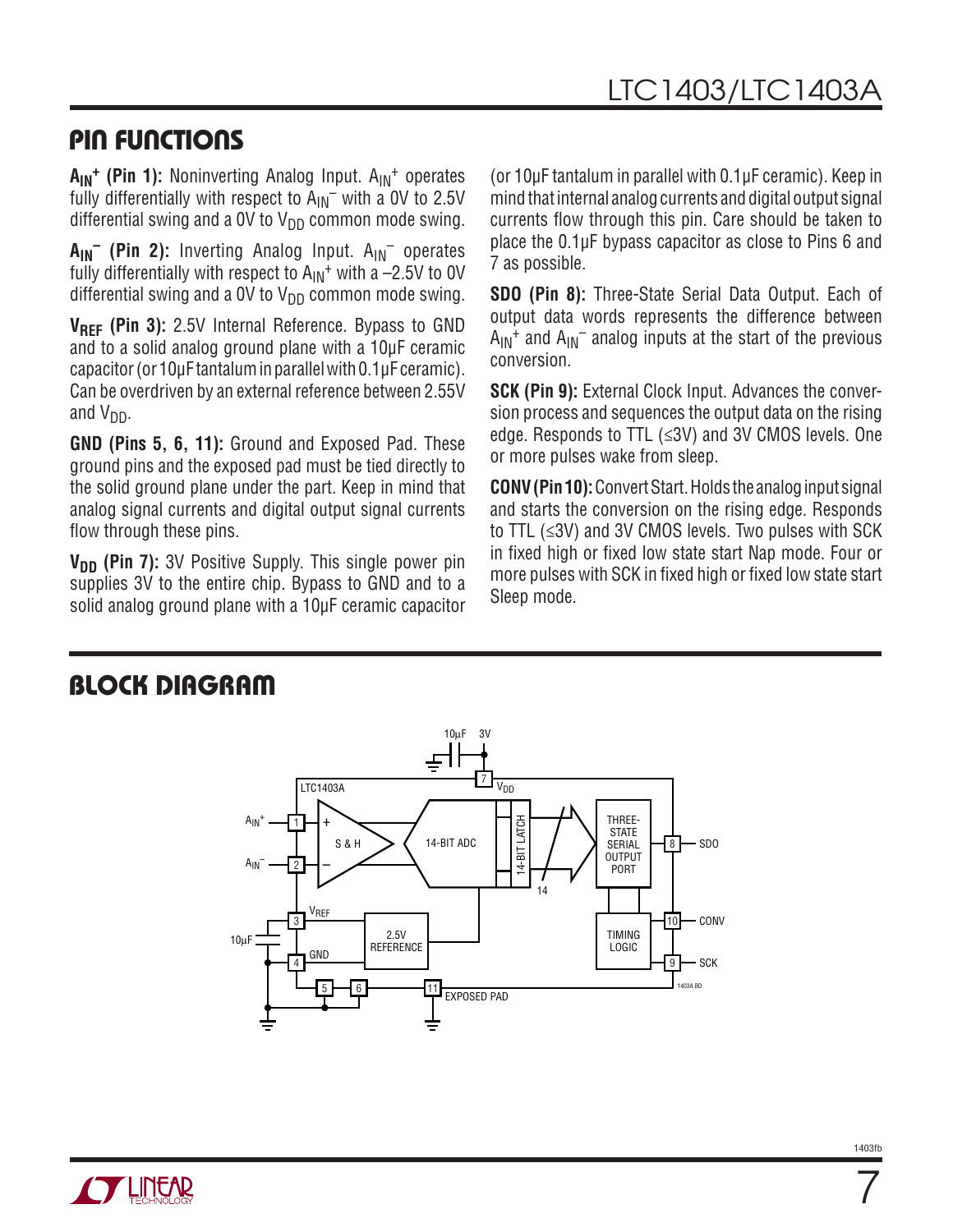## PIN FUNCTIONS

**$A_{IN}^+$ (Pin 1):** Noninverting Analog Input. $A_{IN}^+$ operates fully differentially with respect to $A_{IN}^-$ with a 0V to 2.5V differential swing and a 0V to $V_{DD}$ common mode swing.

**$A_{IN}^-$ (Pin 2):** Inverting Analog Input. $A_{IN}^-$ operates fully differentially with respect to $A_{IN}^+$ with a –2.5V to 0V differential swing and a 0V to $V_{DD}$ common mode swing.

**$V_{REF}$ (Pin 3):** 2.5V Internal Reference. Bypass to GND and to a solid analog ground plane with a 10µF ceramic capacitor (or 10µF tantalum in parallel with 0.1µF ceramic). Can be overdriven by an external reference between 2.55V and $V_{DD}$.

**GND (Pins 5, 6, 11):** Ground and Exposed Pad. These ground pins and the exposed pad must be tied directly to the solid ground plane under the part. Keep in mind that analog signal currents and digital output signal currents flow through these pins.

**$V_{DD}$ (Pin 7):** 3V Positive Supply. This single power pin supplies 3V to the entire chip. Bypass to GND and to a solid analog ground plane with a 10µF ceramic capacitor (or 10µF tantalum in parallel with 0.1µF ceramic). Keep in mind that internal analog currents and digital output signal currents flow through this pin. Care should be taken to place the 0.1µF bypass capacitor as close to Pins 6 and 7 as possible.

**SDO (Pin 8):** Three-State Serial Data Output. Each of output data words represents the difference between $A_{IN}^+$ and $A_{IN}^-$ analog inputs at the start of the previous conversion.

**SCK (Pin 9):** External Clock Input. Advances the conversion process and sequences the output data on the rising edge. Responds to TTL (≤3V) and 3V CMOS levels. One or more pulses wake from sleep.

**CONV (Pin 10):** Convert Start. Holds the analog input signal and starts the conversion on the rising edge. Responds to TTL (≤3V) and 3V CMOS levels. Two pulses with SCK in fixed high or fixed low state start Nap mode. Four or more pulses with SCK in fixed high or fixed low state start Sleep mode.

## BLOCK DIAGRAM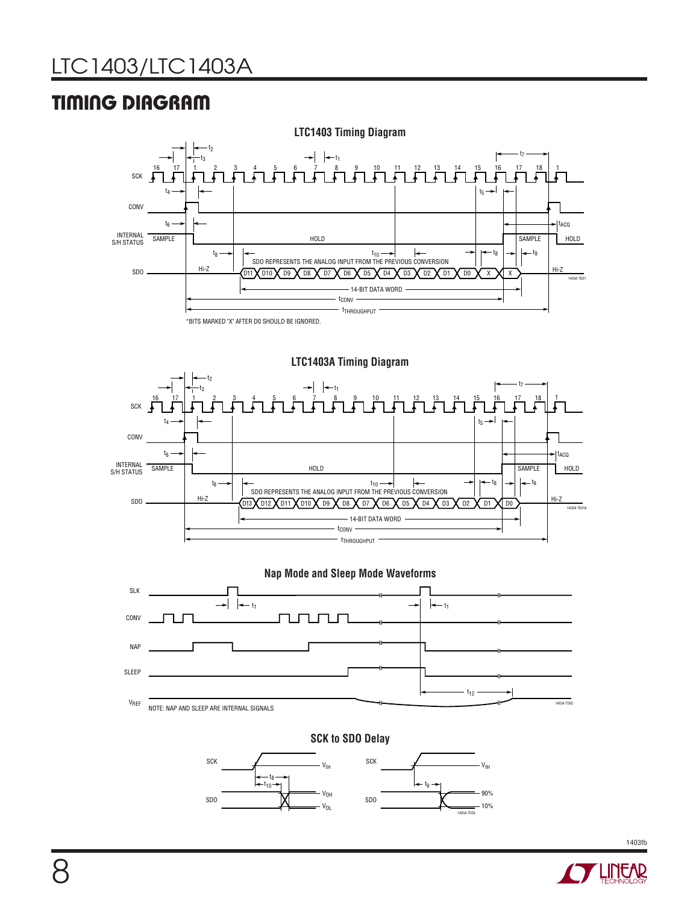## TIMING DIAGRAM

**LTC1403 Timing Diagram**

*BITS MARKED "X" AFTER D0 SHOULD BE IGNORED.

**LTC1403A Timing Diagram**

**Nap Mode and Sleep Mode Waveforms**

NOTE: NAP AND SLEEP ARE INTERNAL SIGNALS

**SCK to SDO Delay**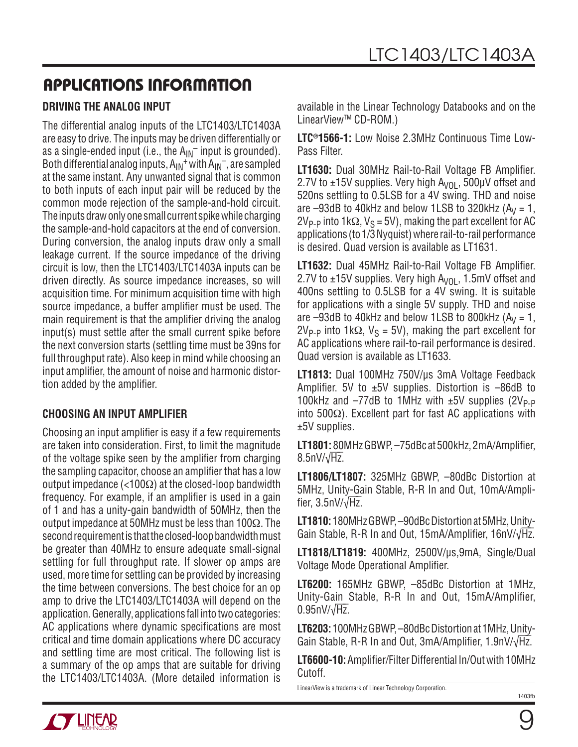## APPLICATIONS INFORMATION

### DRIVING THE ANALOG INPUT

The differential analog inputs of the LTC1403/LTC1403A are easy to drive. The inputs may be driven differentially or as a single-ended input (i.e., the $A_{IN}^-$ input is grounded). Both differential analog inputs, $A_{IN}^+$ with $A_{IN}^-$, are sampled at the same instant. Any unwanted signal that is common to both inputs of each input pair will be reduced by the common mode rejection of the sample-and-hold circuit. The inputs draw only one small current spike while charging the sample-and-hold capacitors at the end of conversion. During conversion, the analog inputs draw only a small leakage current. If the source impedance of the driving circuit is low, then the LTC1403/LTC1403A inputs can be driven directly. As source impedance increases, so will acquisition time. For minimum acquisition time with high source impedance, a buffer amplifier must be used. The main requirement is that the amplifier driving the analog input(s) must settle after the small current spike before the next conversion starts (settling time must be 39ns for full throughput rate). Also keep in mind while choosing an input amplifier, the amount of noise and harmonic distortion added by the amplifier.

### CHOOSING AN INPUT AMPLIFIER

Choosing an input amplifier is easy if a few requirements are taken into consideration. First, to limit the magnitude of the voltage spike seen by the amplifier from charging the sampling capacitor, choose an amplifier that has a low output impedance (<100Ω) at the closed-loop bandwidth frequency. For example, if an amplifier is used in a gain of 1 and has a unity-gain bandwidth of 50MHz, then the output impedance at 50MHz must be less than 100Ω. The second requirement is that the closed-loop bandwidth must be greater than 40MHz to ensure adequate small-signal settling for full throughput rate. If slower op amps are used, more time for settling can be provided by increasing the time between conversions. The best choice for an op amp to drive the LTC1403/LTC1403A will depend on the application. Generally, applications fall into two categories: AC applications where dynamic specifications are most critical and time domain applications where DC accuracy and settling time are most critical. The following list is a summary of the op amps that are suitable for driving the LTC1403/LTC1403A. (More detailed information is available in the Linear Technology Databooks and on the LinearView™ CD-ROM.)

**LTC®1566-1:** Low Noise 2.3MHz Continuous Time Low-Pass Filter.

**LT1630:** Dual 30MHz Rail-to-Rail Voltage FB Amplifier. 2.7V to ±15V supplies. Very high $A_{VOL}$, 500µV offset and 520ns settling to 0.5LSB for a 4V swing. THD and noise are –93dB to 40kHz and below 1LSB to 320kHz ($A_V$ = 1, $2V_{P-P}$ into 1kΩ, $V_S$ = 5V), making the part excellent for AC applications (to 1/3 Nyquist) where rail-to-rail performance is desired. Quad version is available as LT1631.

**LT1632:** Dual 45MHz Rail-to-Rail Voltage FB Amplifier. 2.7V to ±15V supplies. Very high $A_{VOL}$, 1.5mV offset and 400ns settling to 0.5LSB for a 4V swing. It is suitable for applications with a single 5V supply. THD and noise are –93dB to 40kHz and below 1LSB to 800kHz ($A_V$ = 1, $2V_{P-P}$ into 1kΩ, $V_S$ = 5V), making the part excellent for AC applications where rail-to-rail performance is desired. Quad version is available as LT1633.

**LT1813:** Dual 100MHz 750V/µs 3mA Voltage Feedback Amplifier. 5V to ±5V supplies. Distortion is –86dB to 100kHz and –77dB to 1MHz with ±5V supplies ($2V_{P-P}$ into 500Ω). Excellent part for fast AC applications with ±5V supplies.

**LT1801:** 80MHz GBWP, –75dBc at 500kHz, 2mA/Amplifier, 8.5nV/√Hz.

**LT1806/LT1807:** 325MHz GBWP, –80dBc Distortion at 5MHz, Unity-Gain Stable, R-R In and Out, 10mA/Amplifier, 3.5nV/√Hz.

**LT1810:** 180MHz GBWP, –90dBc Distortion at 5MHz, Unity-Gain Stable, R-R In and Out, 15mA/Amplifier, 16nV/√Hz.

**LT1818/LT1819:** 400MHz, 2500V/µs,9mA, Single/Dual Voltage Mode Operational Amplifier.

**LT6200:** 165MHz GBWP, –85dBc Distortion at 1MHz, Unity-Gain Stable, R-R In and Out, 15mA/Amplifier, 0.95nV/√Hz.

**LT6203:** 100MHz GBWP, –80dBc Distortion at 1MHz, Unity-Gain Stable, R-R In and Out, 3mA/Amplifier, 1.9nV/√Hz.

**LT6600-10:** Amplifier/Filter Differential In/Out with 10MHz Cutoff.

LinearView is a trademark of Linear Technology Corporation.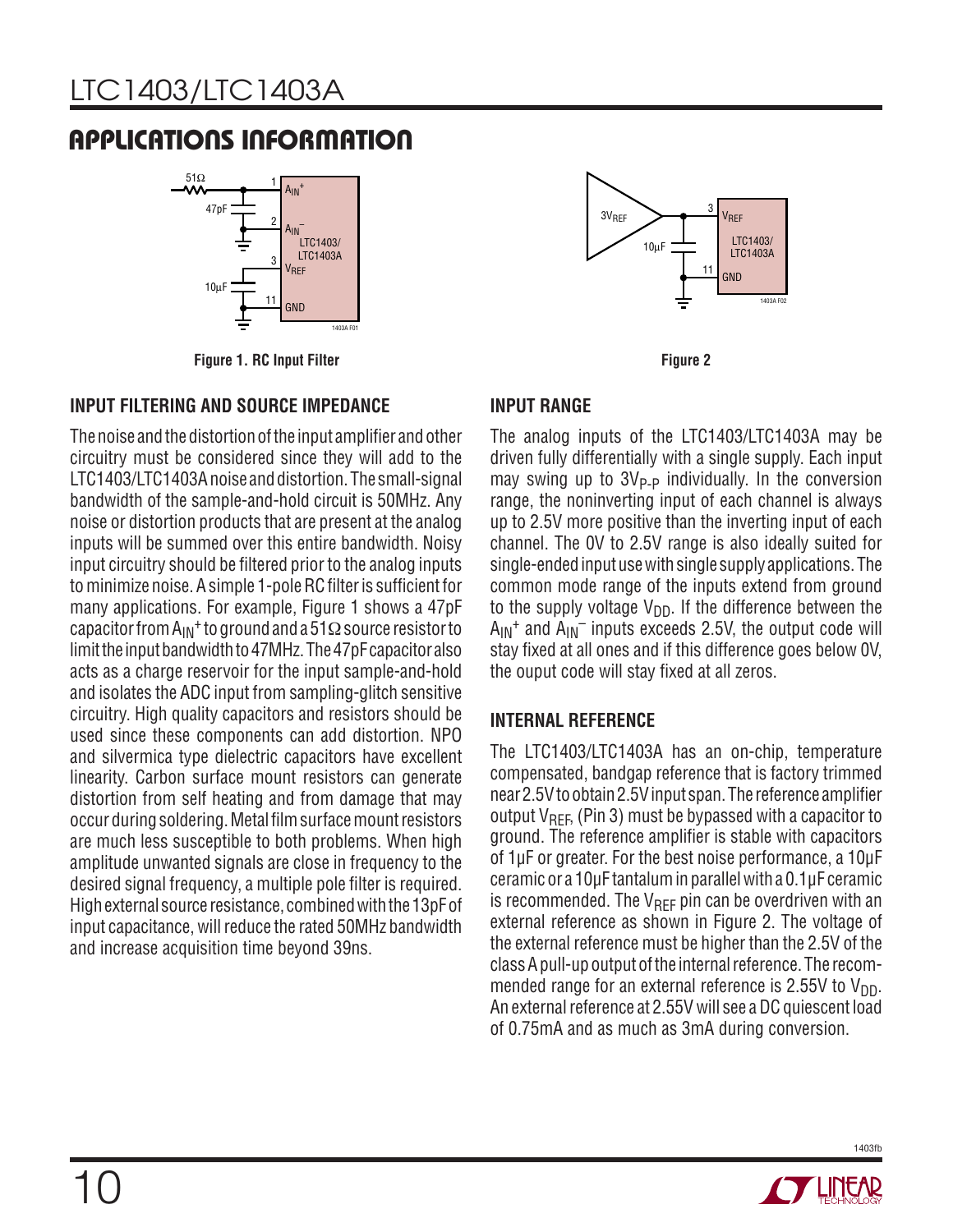## APPLICATIONS INFORMATION

Figure 1. RC Input Filter

Figure 2

### INPUT FILTERING AND SOURCE IMPEDANCE

The noise and the distortion of the input amplifier and other circuitry must be considered since they will add to the LTC1403/LTC1403A noise and distortion. The small-signal bandwidth of the sample-and-hold circuit is 50MHz. Any noise or distortion products that are present at the analog inputs will be summed over this entire bandwidth. Noisy input circuitry should be filtered prior to the analog inputs to minimize noise. A simple 1-pole RC filter is sufficient for many applications. For example, Figure 1 shows a 47pF capacitor from $A_{IN}^+$ to ground and a 51Ω source resistor to limit the input bandwidth to 47MHz. The 47pF capacitor also acts as a charge reservoir for the input sample-and-hold and isolates the ADC input from sampling-glitch sensitive circuitry. High quality capacitors and resistors should be used since these components can add distortion. NPO and silvermica type dielectric capacitors have excellent linearity. Carbon surface mount resistors can generate distortion from self heating and from damage that may occur during soldering. Metal film surface mount resistors are much less susceptible to both problems. When high amplitude unwanted signals are close in frequency to the desired signal frequency, a multiple pole filter is required. High external source resistance, combined with the 13pF of input capacitance, will reduce the rated 50MHz bandwidth and increase acquisition time beyond 39ns.

### INPUT RANGE

The analog inputs of the LTC1403/LTC1403A may be driven fully differentially with a single supply. Each input may swing up to $3V_{P-P}$ individually. In the conversion range, the noninverting input of each channel is always up to 2.5V more positive than the inverting input of each channel. The 0V to 2.5V range is also ideally suited for single-ended input use with single supply applications. The common mode range of the inputs extend from ground to the supply voltage $V_{DD}$. If the difference between the $A_{IN}^+$ and $A_{IN}^-$ inputs exceeds 2.5V, the output code will stay fixed at all ones and if this difference goes below 0V, the ouput code will stay fixed at all zeros.

### INTERNAL REFERENCE

The LTC1403/LTC1403A has an on-chip, temperature compensated, bandgap reference that is factory trimmed near 2.5V to obtain 2.5V input span. The reference amplifier output $V_{REF}$, (Pin 3) must be bypassed with a capacitor to ground. The reference amplifier is stable with capacitors of 1µF or greater. For the best noise performance, a 10µF ceramic or a 10µF tantalum in parallel with a 0.1µF ceramic is recommended. The $V_{REF}$ pin can be overdriven with an external reference as shown in Figure 2. The voltage of the external reference must be higher than the 2.5V of the class A pull-up output of the internal reference. The recommended range for an external reference is 2.55V to $V_{DD}$. An external reference at 2.55V will see a DC quiescent load of 0.75mA and as much as 3mA during conversion.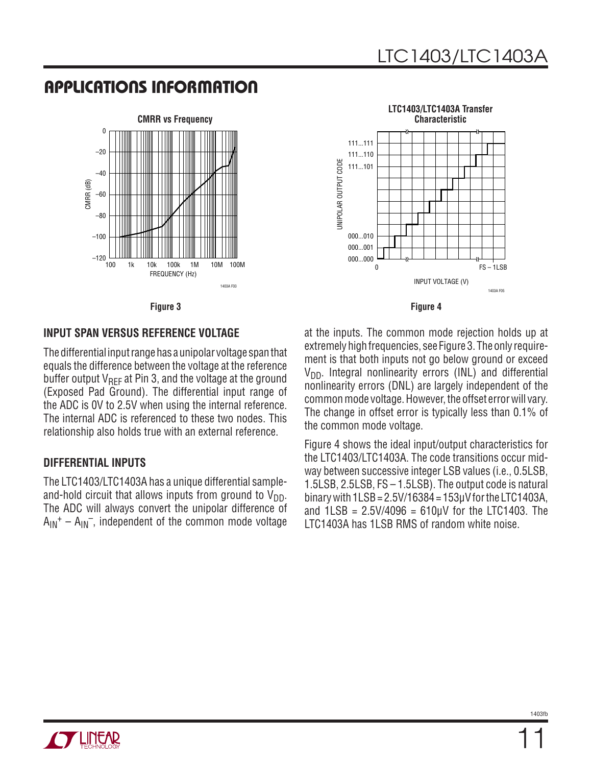## APPLICATIONS INFORMATION

Figure 3

Figure 4

### INPUT SPAN VERSUS REFERENCE VOLTAGE

The differential input range has a unipolar voltage span that equals the difference between the voltage at the reference buffer output $V_{REF}$ at Pin 3, and the voltage at the ground (Exposed Pad Ground). The differential input range of the ADC is 0V to 2.5V when using the internal reference. The internal ADC is referenced to these two nodes. This relationship also holds true with an external reference.

### DIFFERENTIAL INPUTS

The LTC1403/LTC1403A has a unique differential sample-and-hold circuit that allows inputs from ground to $V_{DD}$. The ADC will always convert the unipolar difference of $A_{IN}^+ - A_{IN}^-$, independent of the common mode voltage at the inputs. The common mode rejection holds up at extremely high frequencies, see Figure 3. The only requirement is that both inputs not go below ground or exceed $V_{DD}$. Integral nonlinearity errors (INL) and differential nonlinearity errors (DNL) are largely independent of the common mode voltage. However, the offset error will vary. The change in offset error is typically less than 0.1% of the common mode voltage.

Figure 4 shows the ideal input/output characteristics for the LTC1403/LTC1403A. The code transitions occur midway between successive integer LSB values (i.e., 0.5LSB, 1.5LSB, 2.5LSB, FS – 1.5LSB). The output code is natural binary with 1LSB = 2.5V/16384 = 153µV for the LTC1403A, and 1LSB = 2.5V/4096 = 610µV for the LTC1403. The LTC1403A has 1LSB RMS of random white noise.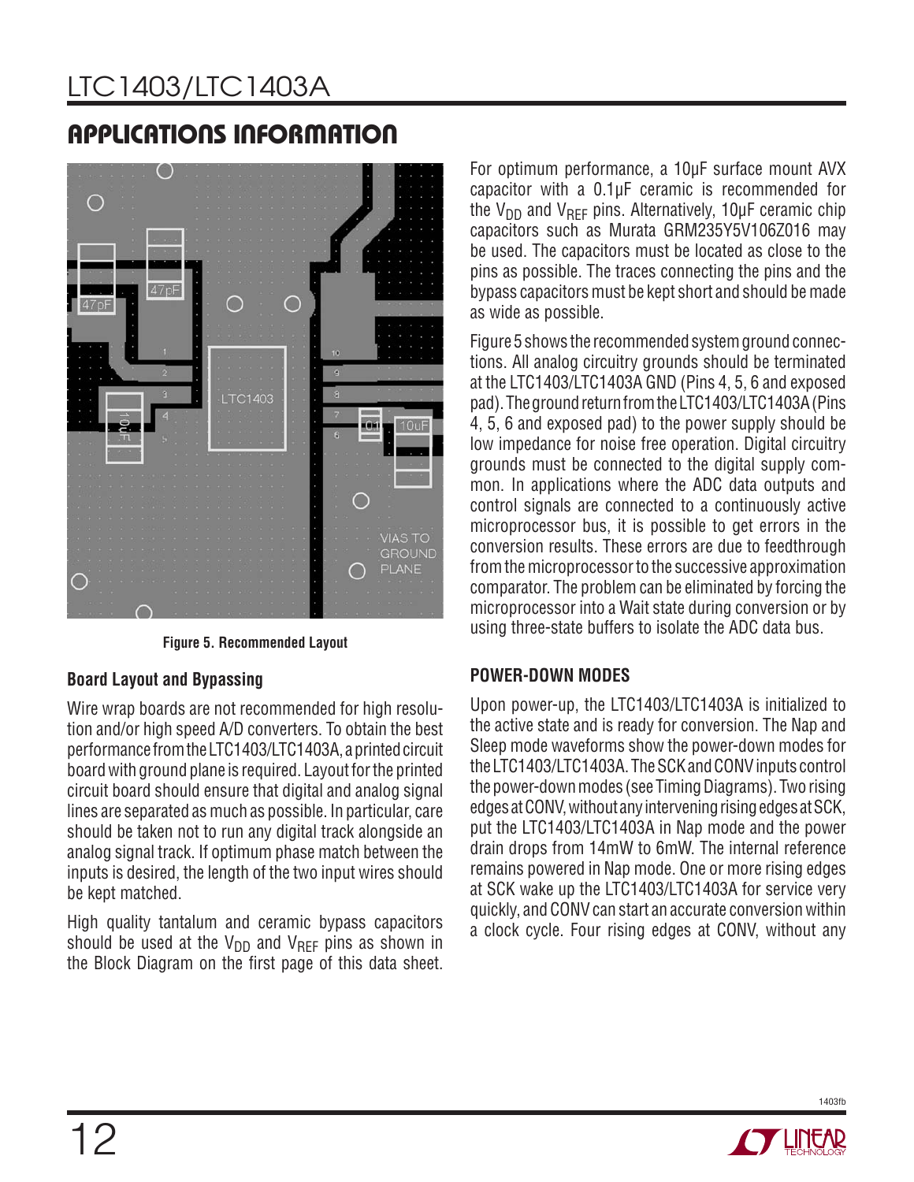## APPLICATIONS INFORMATION

Figure 5. Recommended Layout

### Board Layout and Bypassing

Wire wrap boards are not recommended for high resolution and/or high speed A/D converters. To obtain the best performance from the LTC1403/LTC1403A, a printed circuit board with ground plane is required. Layout for the printed circuit board should ensure that digital and analog signal lines are separated as much as possible. In particular, care should be taken not to run any digital track alongside an analog signal track. If optimum phase match between the inputs is desired, the length of the two input wires should be kept matched.

High quality tantalum and ceramic bypass capacitors should be used at the $V_{DD}$ and $V_{REF}$ pins as shown in the Block Diagram on the first page of this data sheet. For optimum performance, a 10µF surface mount AVX capacitor with a 0.1µF ceramic is recommended for the $V_{DD}$ and $V_{REF}$ pins. Alternatively, 10µF ceramic chip capacitors such as Murata GRM235Y5V106Z016 may be used. The capacitors must be located as close to the pins as possible. The traces connecting the pins and the bypass capacitors must be kept short and should be made as wide as possible.

Figure 5 shows the recommended system ground connections. All analog circuitry grounds should be terminated at the LTC1403/LTC1403A GND (Pins 4, 5, 6 and exposed pad). The ground return from the LTC1403/LTC1403A (Pins 4, 5, 6 and exposed pad) to the power supply should be low impedance for noise free operation. Digital circuitry grounds must be connected to the digital supply common. In applications where the ADC data outputs and control signals are connected to a continuously active microprocessor bus, it is possible to get errors in the conversion results. These errors are due to feedthrough from the microprocessor to the successive approximation comparator. The problem can be eliminated by forcing the microprocessor into a Wait state during conversion or by using three-state buffers to isolate the ADC data bus.

### POWER-DOWN MODES

Upon power-up, the LTC1403/LTC1403A is initialized to the active state and is ready for conversion. The Nap and Sleep mode waveforms show the power-down modes for the LTC1403/LTC1403A. The SCK and CONV inputs control the power-down modes (see Timing Diagrams). Two rising edges at CONV, without any intervening rising edges at SCK, put the LTC1403/LTC1403A in Nap mode and the power drain drops from 14mW to 6mW. The internal reference remains powered in Nap mode. One or more rising edges at SCK wake up the LTC1403/LTC1403A for service very quickly, and CONV can start an accurate conversion within a clock cycle. Four rising edges at CONV, without any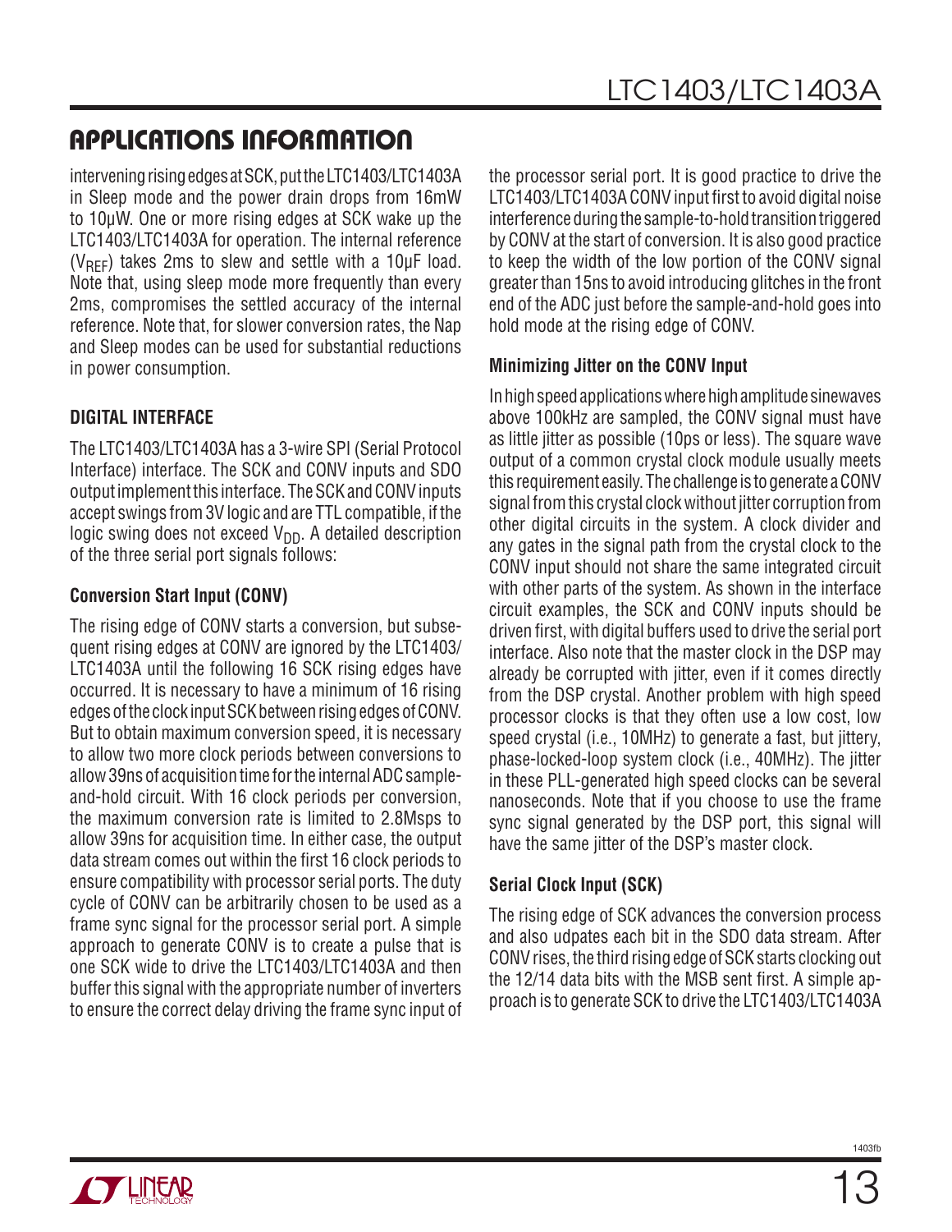## APPLICATIONS INFORMATION

intervening rising edges at SCK, put the LTC1403/LTC1403A in Sleep mode and the power drain drops from 16mW to 10μW. One or more rising edges at SCK wake up the LTC1403/LTC1403A for operation. The internal reference ($V_{REF}$) takes 2ms to slew and settle with a 10μF load. Note that, using sleep mode more frequently than every 2ms, compromises the settled accuracy of the internal reference. Note that, for slower conversion rates, the Nap and Sleep modes can be used for substantial reductions in power consumption.

### DIGITAL INTERFACE

The LTC1403/LTC1403A has a 3-wire SPI (Serial Protocol Interface) interface. The SCK and CONV inputs and SDO output implement this interface. The SCK and CONV inputs accept swings from 3V logic and are TTL compatible, if the logic swing does not exceed $V_{DD}$. A detailed description of the three serial port signals follows:

#### Conversion Start Input (CONV)

The rising edge of CONV starts a conversion, but subsequent rising edges at CONV are ignored by the LTC1403/LTC1403A until the following 16 SCK rising edges have occurred. It is necessary to have a minimum of 16 rising edges of the clock input SCK between rising edges of CONV. But to obtain maximum conversion speed, it is necessary to allow two more clock periods between conversions to allow 39ns of acquisition time for the internal ADC sample-and-hold circuit. With 16 clock periods per conversion, the maximum conversion rate is limited to 2.8Msps to allow 39ns for acquisition time. In either case, the output data stream comes out within the first 16 clock periods to ensure compatibility with processor serial ports. The duty cycle of CONV can be arbitrarily chosen to be used as a frame sync signal for the processor serial port. A simple approach to generate CONV is to create a pulse that is one SCK wide to drive the LTC1403/LTC1403A and then buffer this signal with the appropriate number of inverters to ensure the correct delay driving the frame sync input of the processor serial port. It is good practice to drive the LTC1403/LTC1403A CONV input first to avoid digital noise interference during the sample-to-hold transition triggered by CONV at the start of conversion. It is also good practice to keep the width of the low portion of the CONV signal greater than 15ns to avoid introducing glitches in the front end of the ADC just before the sample-and-hold goes into hold mode at the rising edge of CONV.

#### Minimizing Jitter on the CONV Input

In high speed applications where high amplitude sinewaves above 100kHz are sampled, the CONV signal must have as little jitter as possible (10ps or less). The square wave output of a common crystal clock module usually meets this requirement easily. The challenge is to generate a CONV signal from this crystal clock without jitter corruption from other digital circuits in the system. A clock divider and any gates in the signal path from the crystal clock to the CONV input should not share the same integrated circuit with other parts of the system. As shown in the interface circuit examples, the SCK and CONV inputs should be driven first, with digital buffers used to drive the serial port interface. Also note that the master clock in the DSP may already be corrupted with jitter, even if it comes directly from the DSP crystal. Another problem with high speed processor clocks is that they often use a low cost, low speed crystal (i.e., 10MHz) to generate a fast, but jittery, phase-locked-loop system clock (i.e., 40MHz). The jitter in these PLL-generated high speed clocks can be several nanoseconds. Note that if you choose to use the frame sync signal generated by the DSP port, this signal will have the same jitter of the DSP's master clock.

#### Serial Clock Input (SCK)

The rising edge of SCK advances the conversion process and also udpates each bit in the SDO data stream. After CONV rises, the third rising edge of SCK starts clocking out the 12/14 data bits with the MSB sent first. A simple approach is to generate SCK to drive the LTC1403/LTC1403A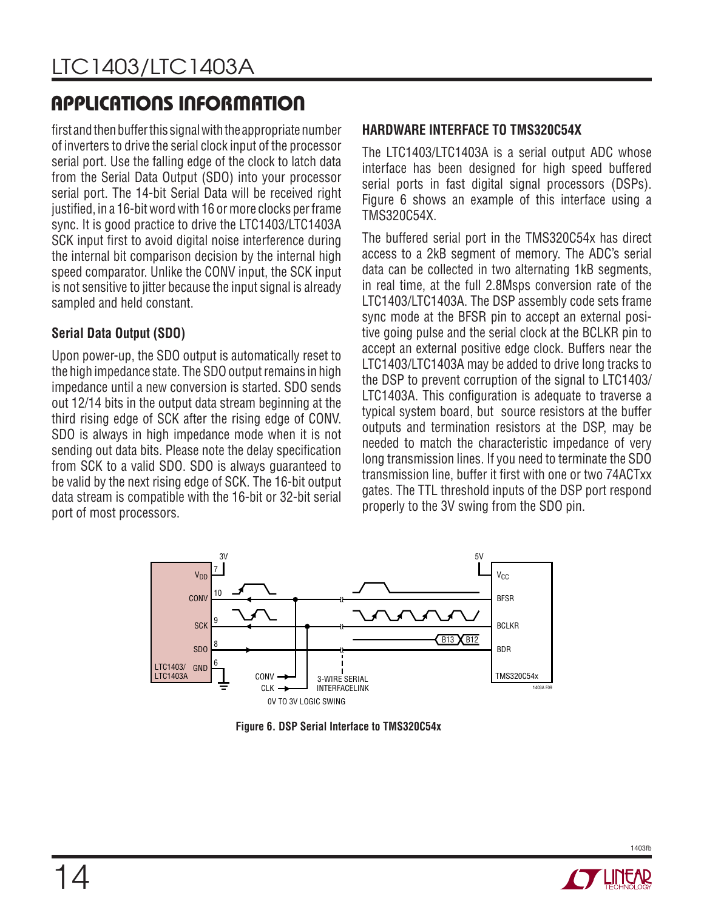## APPLICATIONS INFORMATION

first and then buffer this signal with the appropriate number of inverters to drive the serial clock input of the processor serial port. Use the falling edge of the clock to latch data from the Serial Data Output (SDO) into your processor serial port. The 14-bit Serial Data will be received right justified, in a 16-bit word with 16 or more clocks per frame sync. It is good practice to drive the LTC1403/LTC1403A SCK input first to avoid digital noise interference during the internal bit comparison decision by the internal high speed comparator. Unlike the CONV input, the SCK input is not sensitive to jitter because the input signal is already sampled and held constant.

### Serial Data Output (SDO)

Upon power-up, the SDO output is automatically reset to the high impedance state. The SDO output remains in high impedance until a new conversion is started. SDO sends out 12/14 bits in the output data stream beginning at the third rising edge of SCK after the rising edge of CONV. SDO is always in high impedance mode when it is not sending out data bits. Please note the delay specification from SCK to a valid SDO. SDO is always guaranteed to be valid by the next rising edge of SCK. The 16-bit output data stream is compatible with the 16-bit or 32-bit serial port of most processors.

### HARDWARE INTERFACE TO TMS320C54X

The LTC1403/LTC1403A is a serial output ADC whose interface has been designed for high speed buffered serial ports in fast digital signal processors (DSPs). Figure 6 shows an example of this interface using a TMS320C54X.

The buffered serial port in the TMS320C54x has direct access to a 2kB segment of memory. The ADC's serial data can be collected in two alternating 1kB segments, in real time, at the full 2.8Msps conversion rate of the LTC1403/LTC1403A. The DSP assembly code sets frame sync mode at the BFSR pin to accept an external positive going pulse and the serial clock at the BCLKR pin to accept an external positive edge clock. Buffers near the LTC1403/LTC1403A may be added to drive long tracks to the DSP to prevent corruption of the signal to LTC1403/LTC1403A. This configuration is adequate to traverse a typical system board, but source resistors at the buffer outputs and termination resistors at the DSP, may be needed to match the characteristic impedance of very long transmission lines. If you need to terminate the SDO transmission line, buffer it first with one or two 74ACTxx gates. The TTL threshold inputs of the DSP port respond properly to the 3V swing from the SDO pin.

**Figure 6. DSP Serial Interface to TMS320C54x**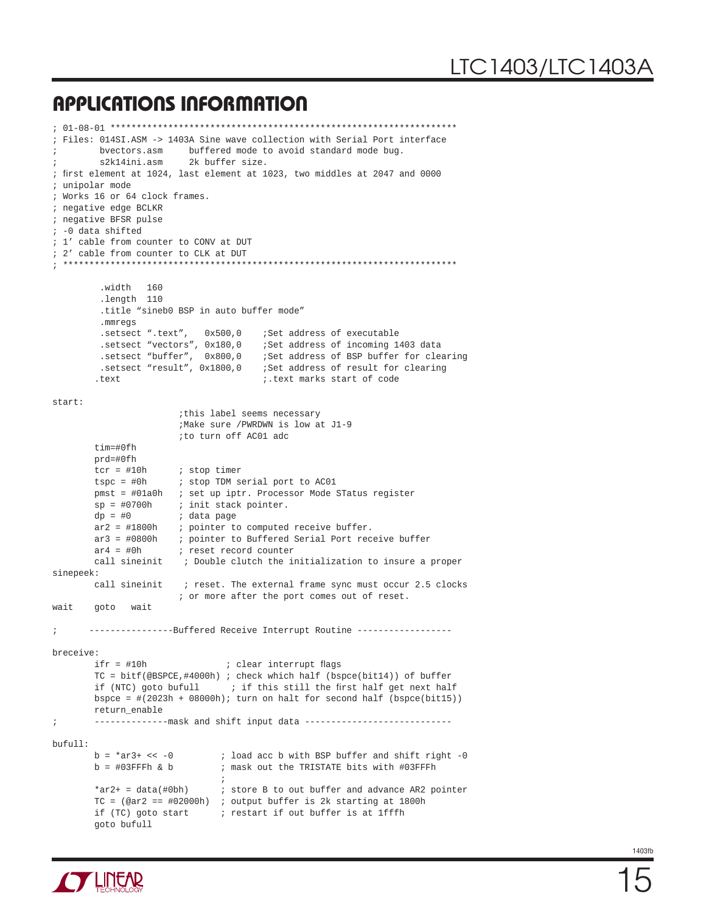## APPLICATIONS INFORMATION

```
; 01-08-01 ******************************************************************
; Files: 014SI.ASM -> 1403A Sine wave collection with Serial Port interface
;        bvectors.asm     buffered mode to avoid standard mode bug.
;        s2k14ini.asm     2k buffer size.
; first element at 1024, last element at 1023, two middles at 2047 and 0000
; unipolar mode
; Works 16 or 64 clock frames.
; negative edge BCLKR
; negative BFSR pulse
; -0 data shifted
; 1' cable from counter to CONV at DUT
; 2' cable from counter to CLK at DUT
; **************************************************************************

         .width   160
         .length  110
         .title "sineb0 BSP in auto buffer mode"
         .mmregs
         .setsect ".text",   0x500,0    ;Set address of executable
         .setsect "vectors", 0x180,0    ;Set address of incoming 1403 data
         .setsect "buffer",  0x800,0    ;Set address of BSP buffer for clearing
         .setsect "result", 0x1800,0    ;Set address of result for clearing
        .text                           ;.text marks start of code

start:
                        ;this label seems necessary
                        ;Make sure /PWRDWN is low at J1-9
                        ;to turn off AC01 adc
        tim=#0fh
        prd=#0fh
        tcr = #10h      ; stop timer
        tspc = #0h      ; stop TDM serial port to AC01
        pmst = #01a0h   ; set up iptr. Processor Mode STatus register
        sp = #0700h     ; init stack pointer.
        dp = #0         ; data page
        ar2 = #1800h    ; pointer to computed receive buffer.
        ar3 = #0800h    ; pointer to Buffered Serial Port receive buffer
        ar4 = #0h       ; reset record counter
        call sineinit    ; Double clutch the initialization to insure a proper
sinepeek:
        call sineinit    ; reset. The external frame sync must occur 2.5 clocks
                        ; or more after the port comes out of reset.
wait    goto   wait

;      ----------------Buffered Receive Interrupt Routine ------------------

breceive:
        ifr = #10h               ; clear interrupt flags
        TC = bitf(@BSPCE,#4000h) ; check which half (bspce(bit14)) of buffer
        if (NTC) goto bufull      ; if this still the first half get next half
        bspce = #(2023h + 08000h); turn on halt for second half (bspce(bit15))
        return_enable
;       --------------mask and shift input data ----------------------------

bufull:
        b = *ar3+ << -0         ; load acc b with BSP buffer and shift right -0
        b = #03FFFh & b         ; mask out the TRISTATE bits with #03FFFh
                                ;
        *ar2+ = data(#0bh)      ; store B to out buffer and advance AR2 pointer
        TC = (@ar2 == #02000h)  ; output buffer is 2k starting at 1800h
        if (TC) goto start      ; restart if out buffer is at 1ffffh
        goto bufull
```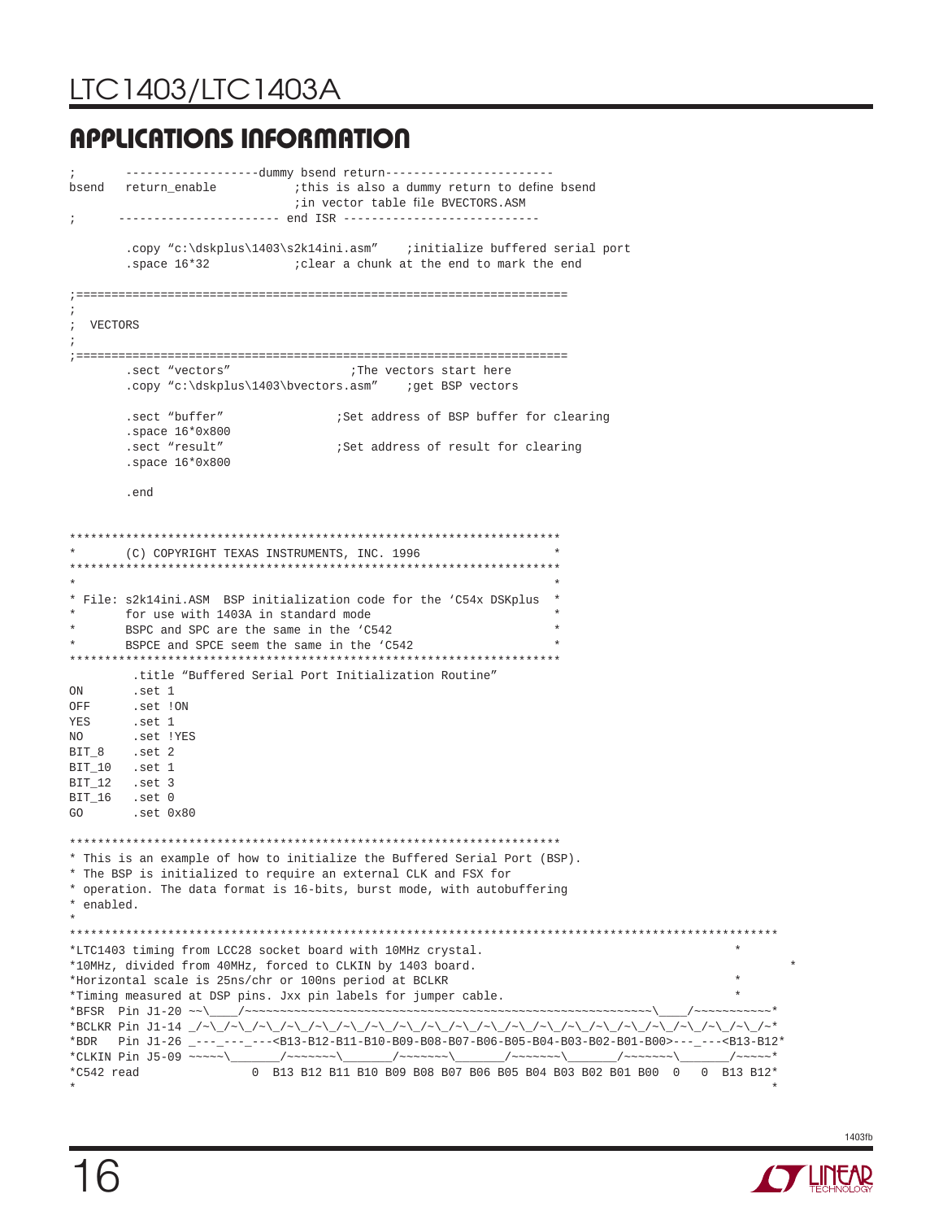## APPLICATIONS INFORMATION

```
;       -------------------dummy bsend return------------------------
bsend   return_enable           ;this is also a dummy return to define bsend
                                ;in vector table file BVECTORS.ASM
;      ---------------------- end ISR ----------------------------

        .copy "c:\dskplus\1403\s2k14ini.asm"    ;initialize buffered serial port
        .space 16*32            ;clear a chunk at the end to mark the end

;====================================================================
;
;  VECTORS
;
;====================================================================
        .sect "vectors"                 ;The vectors start here
        .copy "c:\dskplus\1403\bvectors.asm"    ;get BSP vectors

        .sect "buffer"                ;Set address of BSP buffer for clearing
        .space 16*0x800
        .sect "result"                ;Set address of result for clearing
        .space 16*0x800

        .end


*********************************************************************
*       (C) COPYRIGHT TEXAS INSTRUMENTS, INC. 1996                  *
*********************************************************************
*                                                                   *
* File: s2k14ini.ASM  BSP initialization code for the 'C54x DSKplus  *
*       for use with 1403A in standard mode                         *
*       BSPC and SPC are the same in the 'C542                      *
*       BSPCE and SPCE seem the same in the 'C542                   *
*********************************************************************
         .title "Buffered Serial Port Initialization Routine"
ON       .set 1
OFF      .set !ON
YES      .set 1
NO       .set !YES
BIT_8    .set 2
BIT_10   .set 1
BIT_12   .set 3
BIT_16   .set 0
GO       .set 0x80

*********************************************************************
* This is an example of how to initialize the Buffered Serial Port (BSP).
* The BSP is initialized to require an external CLK and FSX for
* operation. The data format is 16-bits, burst mode, with autobuffering
* enabled.
*
*****************************************************************************************************
*LTC1403 timing from LCC28 socket board with 10MHz crystal.                                         *
*10MHz, divided from 40MHz, forced to CLKIN by 1403 board.                                                  *
*Horizontal scale is 25ns/chr or 100ns period at BCLKR                                              *
*Timing measured at DSP pins. Jxx pin labels for jumper cable.                                      *
*BFSR  Pin J1-20 ~~\____/~~~~~~~~~~~~~~~~~~~~~~~~~~~~~~~~~~~~~~~~~~~~~~~~~~~~~~~~~~~~~~\____/~~~~~~~~~~~*
*BCLKR Pin J1-14 _/~\_/~\_/~\_/~\_/~\_/~\_/~\_/~\_/~\_/~\_/~\_/~\_/~\_/~\_/~\_/~\_/~\_/~\_/~\_/~\_/~\_/~*
*BDR   Pin J1-26 _---_---_---<B13-B12-B11-B10-B09-B08-B07-B06-B05-B04-B03-B02-B01-B00>---_---<B13-B12*
*CLKIN Pin J5-09 ~~~~~\_______/~~~~~~~\_______/~~~~~~~\_______/~~~~~~~\_______/~~~~~~~\_______/~~~~~*
*C542 read                 0  B13 B12 B11 B10 B09 B08 B07 B06 B05 B04 B03 B02 B01 B00  0   0  B13 B12*
*                                                                                                   *
```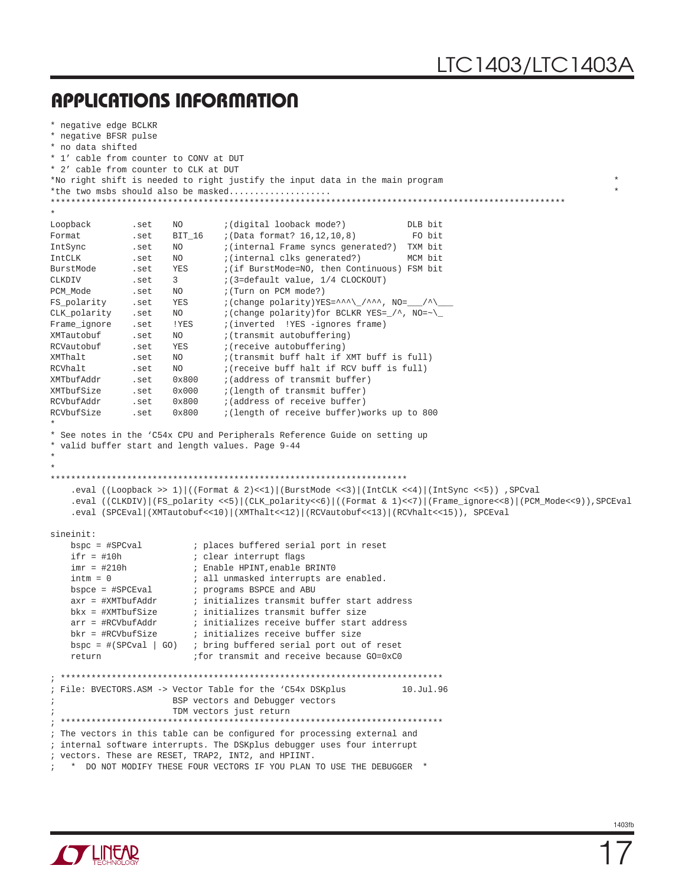## APPLICATIONS INFORMATION

```
* negative edge BCLKR
* negative BFSR pulse
* no data shifted
* 1' cable from counter to CONV at DUT
* 2' cable from counter to CLK at DUT
*No right shift is needed to right justify the input data in the main program                    *
*the two msbs should also be masked...................                                           *
****************************************************************************************************
*
Loopback        .set    NO        ;(digital looback mode?)           DLB bit
Format          .set    BIT_16    ;(Data format? 16,12,10,8)          FO bit
IntSync         .set    NO        ;(internal Frame syncs generated?)  TXM bit
IntCLK          .set    NO        ;(internal clks generated?)         MCM bit
BurstMode       .set    YES       ;(if BurstMode=NO, then Continuous) FSM bit
CLKDIV          .set    3         ;(3=default value, 1/4 CLOCKOUT)
PCM_Mode        .set    NO        ;(Turn on PCM mode?)
FS_polarity     .set    YES       ;(change polarity)YES=^^^\_/^^^, NO=___/^\___
CLK_polarity    .set    NO        ;(change polarity)for BCLKR YES=_/^, NO=~\_
Frame_ignore    .set    !YES      ;(inverted  !YES -ignores frame)
XMTautobuf      .set    NO        ;(transmit autobuffering)
RCVautobuf      .set    YES       ;(receive autobuffering)
XMThalt         .set    NO        ;(transmit buff halt if XMT buff is full)
RCVhalt         .set    NO        ;(receive buff halt if RCV buff is full)
XMTbufAddr      .set    0x800     ;(address of transmit buffer)
XMTbufSize      .set    0x000     ;(length of transmit buffer)
RCVbufAddr      .set    0x800     ;(address of receive buffer)
RCVbufSize      .set    0x800     ;(length of receive buffer)works up to 800
*
* See notes in the 'C54x CPU and Peripherals Reference Guide on setting up
* valid buffer start and length values. Page 9-44
*
*
***********************************************************************
    .eval ((Loopback >> 1)|((Format & 2)<<1)|(BurstMode <<3)|(IntCLK <<4)|(IntSync <<5)) ,SPCval
    .eval ((CLKDIV)|(FS_polarity <<5)|(CLK_polarity<<6)|((Format & 1)<<7)|(Frame_ignore<<8)|(PCM_Mode<<9)),SPCEval
    .eval (SPCEval|(XMTautobuf<<10)|(XMThalt<<12)|(RCVautobuf<<13)|(RCVhalt<<15)), SPCEval

sineinit:
    bspc = #SPCval          ; places buffered serial port in reset
    ifr = #10h              ; clear interrupt flags
    imr = #210h             ; Enable HPINT,enable BRINT0
    intm = 0                ; all unmasked interrupts are enabled.
    bspce = #SPCEval        ; programs BSPCE and ABU
    axr = #XMTbufAddr       ; initializes transmit buffer start address
    bkx = #XMTbufSize       ; initializes transmit buffer size
    arr = #RCVbufAddr       ; initializes receive buffer start address
    bkr = #RCVbufSize       ; initializes receive buffer size
    bspc = #(SPCval | GO)   ; bring buffered serial port out of reset
    return                  ;for transmit and receive because GO=0xC0

; ****************************************************************************
; File: BVECTORS.ASM -> Vector Table for the 'C54x DSKplus           10.Jul.96
;                       BSP vectors and Debugger vectors
;                       TDM vectors just return
; ****************************************************************************
; The vectors in this table can be configured for processing external and
; internal software interrupts. The DSKplus debugger uses four interrupt
; vectors. These are RESET, TRAP2, INT2, and HPIINT.
;    *  DO NOT MODIFY THESE FOUR VECTORS IF YOU PLAN TO USE THE DEBUGGER  *
```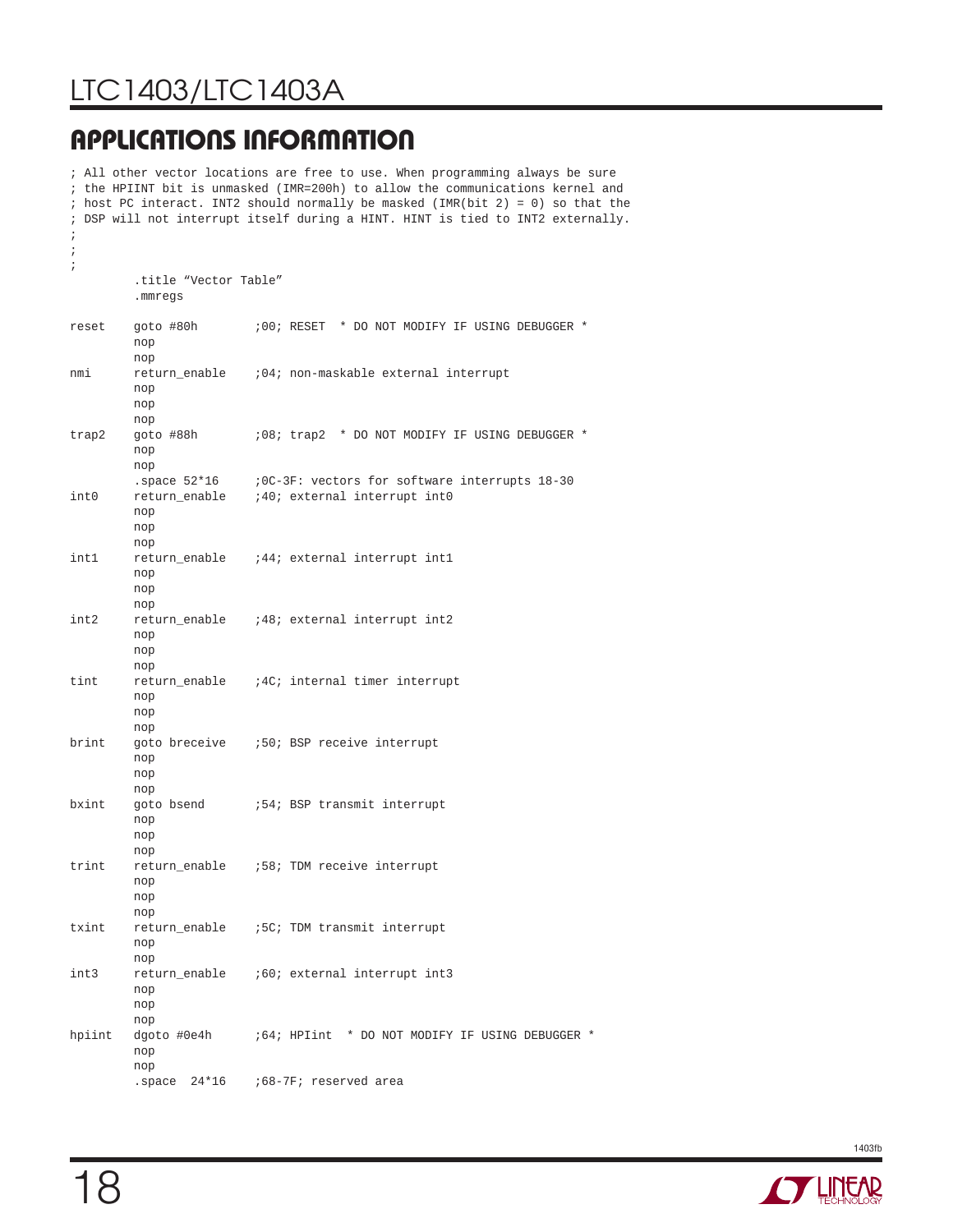## APPLICATIONS INFORMATION

```
; All other vector locations are free to use. When programming always be sure
; the HPIINT bit is unmasked (IMR=200h) to allow the communications kernel and
; host PC interact. INT2 should normally be masked (IMR(bit 2) = 0) so that the
; DSP will not interrupt itself during a HINT. HINT is tied to INT2 externally.
;
;
;
         .title "Vector Table"
         .mmregs

reset    goto #80h       ;00; RESET  * DO NOT MODIFY IF USING DEBUGGER *
         nop
         nop
nmi      return_enable   ;04; non-maskable external interrupt
         nop
         nop
         nop
trap2    goto #88h       ;08; trap2  * DO NOT MODIFY IF USING DEBUGGER *
         nop
         nop
         .space 52*16    ;0C-3F: vectors for software interrupts 18-30
int0     return_enable   ;40; external interrupt int0
         nop
         nop
         nop
int1     return_enable   ;44; external interrupt int1
         nop
         nop
         nop
int2     return_enable   ;48; external interrupt int2
         nop
         nop
         nop
tint     return_enable   ;4C; internal timer interrupt
         nop
         nop
         nop
brint    goto breceive   ;50; BSP receive interrupt
         nop
         nop
         nop
bxint    goto bsend      ;54; BSP transmit interrupt
         nop
         nop
         nop
trint    return_enable   ;58; TDM receive interrupt
         nop
         nop
         nop
txint    return_enable   ;5C; TDM transmit interrupt
         nop
         nop
int3     return_enable   ;60; external interrupt int3
         nop
         nop
         nop
hpiint   dgoto #0e4h     ;64; HPIint  * DO NOT MODIFY IF USING DEBUGGER *
         nop
         nop
         .space  24*16   ;68-7F; reserved area
```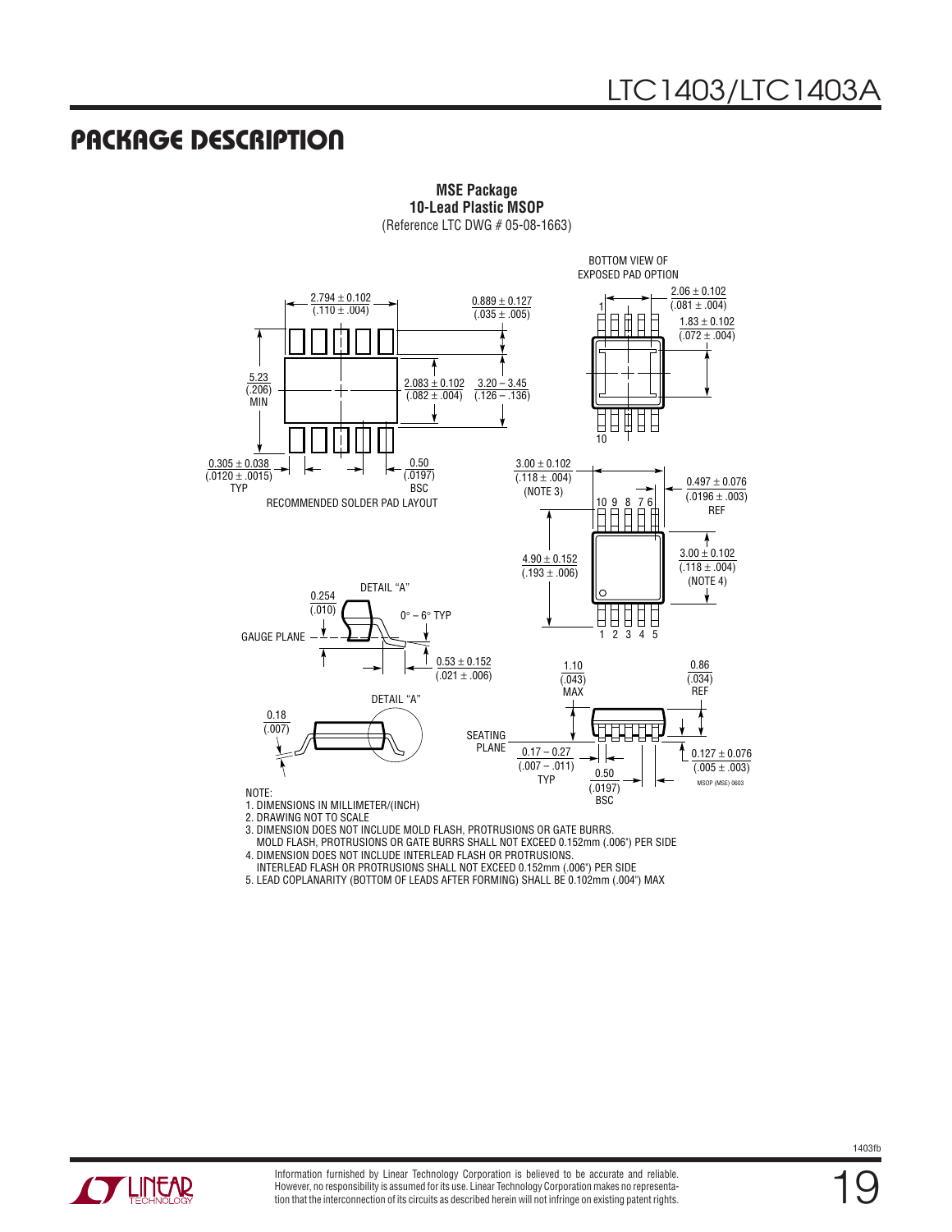## PACKAGE DESCRIPTION

**MSE Package**
**10-Lead Plastic MSOP**
(Reference LTC DWG # 05-08-1663)

BOTTOM VIEW OF EXPOSED PAD OPTION

2.794 ± 0.102 (.110 ± .004)

0.889 ± 0.127 (.035 ± .005)

2.06 ± 0.102 (.081 ± .004)

1.83 ± 0.102 (.072 ± .004)

5.23 (.206) MIN

2.083 ± 0.102 (.082 ± .004)

3.20 – 3.45 (.126 – .136)

0.305 ± 0.038 (.0120 ± .0015) TYP

0.50 (.0197) BSC

RECOMMENDED SOLDER PAD LAYOUT

3.00 ± 0.102 (.118 ± .004) (NOTE 3)

0.497 ± 0.076 (.0196 ± .003) REF

4.90 ± 0.152 (.193 ± .006)

3.00 ± 0.102 (.118 ± .004) (NOTE 4)

DETAIL "A"

0.254 (.010)

0° – 6° TYP

GAUGE PLANE

0.53 ± 0.152 (.021 ± .006)

1.10 (.043) MAX

0.86 (.034) REF

DETAIL "A"

0.18 (.007)

SEATING PLANE

0.17 – 0.27 (.007 – .011) TYP

0.50 (.0197) BSC

0.127 ± 0.076 (.005 ± .003)

MSOP (MSE) 0603

NOTE:
1. DIMENSIONS IN MILLIMETER/(INCH)
2. DRAWING NOT TO SCALE
3. DIMENSION DOES NOT INCLUDE MOLD FLASH, PROTRUSIONS OR GATE BURRS. MOLD FLASH, PROTRUSIONS OR GATE BURRS SHALL NOT EXCEED 0.152mm (.006") PER SIDE
4. DIMENSION DOES NOT INCLUDE INTERLEAD FLASH OR PROTRUSIONS. INTERLEAD FLASH OR PROTRUSIONS SHALL NOT EXCEED 0.152mm (.006") PER SIDE
5. LEAD COPLANARITY (BOTTOM OF LEADS AFTER FORMING) SHALL BE 0.102mm (.004") MAX

Information furnished by Linear Technology Corporation is believed to be accurate and reliable. However, no responsibility is assumed for its use. Linear Technology Corporation makes no representation that the interconnection of its circuits as described herein will not infringe on existing patent rights.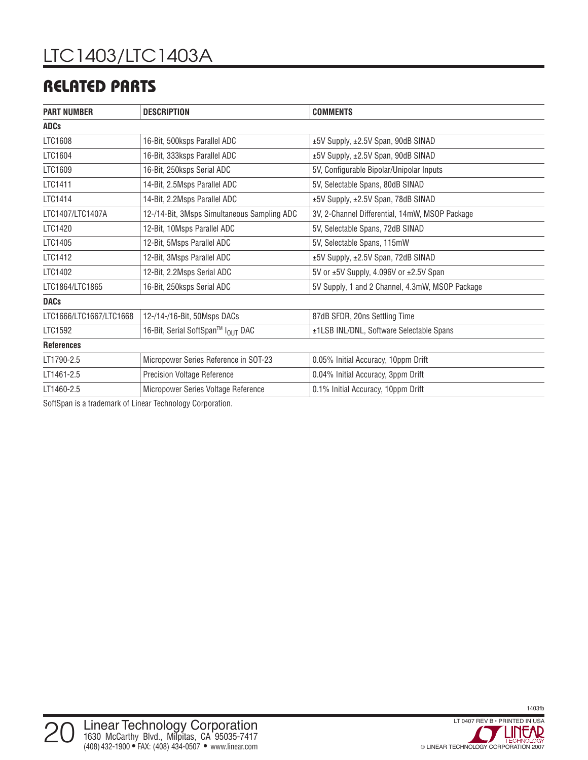## RELATED PARTS

| PART NUMBER | DESCRIPTION | COMMENTS |
|---|---|---|
| **ADCs** | | |
| LTC1608 | 16-Bit, 500ksps Parallel ADC | ±5V Supply, ±2.5V Span, 90dB SINAD |
| LTC1604 | 16-Bit, 333ksps Parallel ADC | ±5V Supply, ±2.5V Span, 90dB SINAD |
| LTC1609 | 16-Bit, 250ksps Serial ADC | 5V, Configurable Bipolar/Unipolar Inputs |
| LTC1411 | 14-Bit, 2.5Msps Parallel ADC | 5V, Selectable Spans, 80dB SINAD |
| LTC1414 | 14-Bit, 2.2Msps Parallel ADC | ±5V Supply, ±2.5V Span, 78dB SINAD |
| LTC1407/LTC1407A | 12-/14-Bit, 3Msps Simultaneous Sampling ADC | 3V, 2-Channel Differential, 14mW, MSOP Package |
| LTC1420 | 12-Bit, 10Msps Parallel ADC | 5V, Selectable Spans, 72dB SINAD |
| LTC1405 | 12-Bit, 5Msps Parallel ADC | 5V, Selectable Spans, 115mW |
| LTC1412 | 12-Bit, 3Msps Parallel ADC | ±5V Supply, ±2.5V Span, 72dB SINAD |
| LTC1402 | 12-Bit, 2.2Msps Serial ADC | 5V or ±5V Supply, 4.096V or ±2.5V Span |
| LTC1864/LTC1865 | 16-Bit, 250ksps Serial ADC | 5V Supply, 1 and 2 Channel, 4.3mW, MSOP Package |
| **DACs** | | |
| LTC1666/LTC1667/LTC1668 | 12-/14-/16-Bit, 50Msps DACs | 87dB SFDR, 20ns Settling Time |
| LTC1592 | 16-Bit, Serial SoftSpan™ $I_{OUT}$ DAC | ±1LSB INL/DNL, Software Selectable Spans |
| **References** | | |
| LT1790-2.5 | Micropower Series Reference in SOT-23 | 0.05% Initial Accuracy, 10ppm Drift |
| LT1461-2.5 | Precision Voltage Reference | 0.04% Initial Accuracy, 3ppm Drift |
| LT1460-2.5 | Micropower Series Voltage Reference | 0.1% Initial Accuracy, 10ppm Drift |

SoftSpan is a trademark of Linear Technology Corporation.

Linear Technology Corporation
1630 McCarthy Blvd., Milpitas, CA 95035-7417
(408) 432-1900 • FAX: (408) 434-0507 • www.linear.com

LT 0407 REV B • PRINTED IN USA

© LINEAR TECHNOLOGY CORPORATION 2007